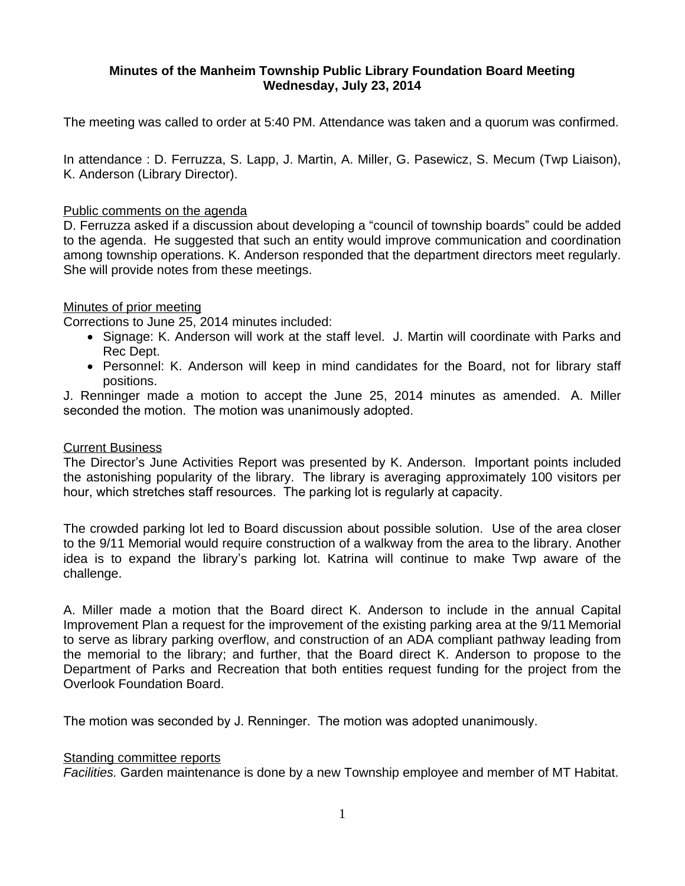**Minutes of the Manheim Township Public Library Foundation Board Meeting**
**Wednesday, July 23, 2014**

The meeting was called to order at 5:40 PM. Attendance was taken and a quorum was confirmed.

In attendance : D. Ferruzza, S. Lapp, J. Martin, A. Miller, G. Pasewicz, S. Mecum (Twp Liaison), K. Anderson (Library Director).

<u>Public comments on the agenda</u>

D. Ferruzza asked if a discussion about developing a "council of township boards" could be added to the agenda. He suggested that such an entity would improve communication and coordination among township operations. K. Anderson responded that the department directors meet regularly. She will provide notes from these meetings.

<u>Minutes of prior meeting</u>

Corrections to June 25, 2014 minutes included:

- Signage: K. Anderson will work at the staff level. J. Martin will coordinate with Parks and Rec Dept.
- Personnel: K. Anderson will keep in mind candidates for the Board, not for library staff positions.

J. Renninger made a motion to accept the June 25, 2014 minutes as amended. A. Miller seconded the motion. The motion was unanimously adopted.

<u>Current Business</u>

The Director's June Activities Report was presented by K. Anderson. Important points included the astonishing popularity of the library. The library is averaging approximately 100 visitors per hour, which stretches staff resources. The parking lot is regularly at capacity.

The crowded parking lot led to Board discussion about possible solution. Use of the area closer to the 9/11 Memorial would require construction of a walkway from the area to the library. Another idea is to expand the library's parking lot. Katrina will continue to make Twp aware of the challenge.

A. Miller made a motion that the Board direct K. Anderson to include in the annual Capital Improvement Plan a request for the improvement of the existing parking area at the 9/11 Memorial to serve as library parking overflow, and construction of an ADA compliant pathway leading from the memorial to the library; and further, that the Board direct K. Anderson to propose to the Department of Parks and Recreation that both entities request funding for the project from the Overlook Foundation Board.

The motion was seconded by J. Renninger. The motion was adopted unanimously.

<u>Standing committee reports</u>

*Facilities.* Garden maintenance is done by a new Township employee and member of MT Habitat.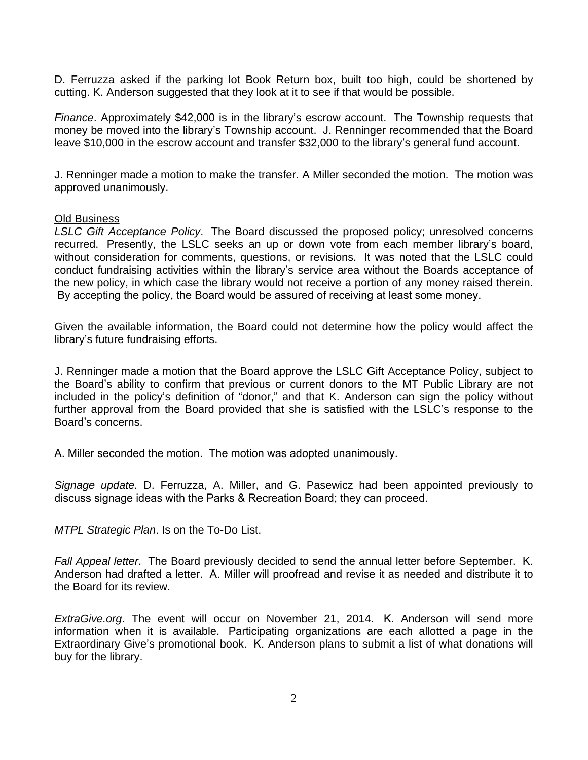D. Ferruzza asked if the parking lot Book Return box, built too high, could be shortened by cutting. K. Anderson suggested that they look at it to see if that would be possible.

*Finance*. Approximately $42,000 is in the library's escrow account. The Township requests that money be moved into the library's Township account. J. Renninger recommended that the Board leave $10,000 in the escrow account and transfer $32,000 to the library's general fund account.

J. Renninger made a motion to make the transfer. A Miller seconded the motion. The motion was approved unanimously.

<u>Old Business</u>

*LSLC Gift Acceptance Policy*. The Board discussed the proposed policy; unresolved concerns recurred. Presently, the LSLC seeks an up or down vote from each member library's board, without consideration for comments, questions, or revisions. It was noted that the LSLC could conduct fundraising activities within the library's service area without the Boards acceptance of the new policy, in which case the library would not receive a portion of any money raised therein. By accepting the policy, the Board would be assured of receiving at least some money.

Given the available information, the Board could not determine how the policy would affect the library's future fundraising efforts.

J. Renninger made a motion that the Board approve the LSLC Gift Acceptance Policy, subject to the Board's ability to confirm that previous or current donors to the MT Public Library are not included in the policy's definition of "donor," and that K. Anderson can sign the policy without further approval from the Board provided that she is satisfied with the LSLC's response to the Board's concerns.

A. Miller seconded the motion. The motion was adopted unanimously.

*Signage update.* D. Ferruzza, A. Miller, and G. Pasewicz had been appointed previously to discuss signage ideas with the Parks & Recreation Board; they can proceed.

*MTPL Strategic Plan*. Is on the To-Do List.

*Fall Appeal letter*. The Board previously decided to send the annual letter before September. K. Anderson had drafted a letter. A. Miller will proofread and revise it as needed and distribute it to the Board for its review.

*ExtraGive.org*. The event will occur on November 21, 2014. K. Anderson will send more information when it is available. Participating organizations are each allotted a page in the Extraordinary Give's promotional book. K. Anderson plans to submit a list of what donations will buy for the library.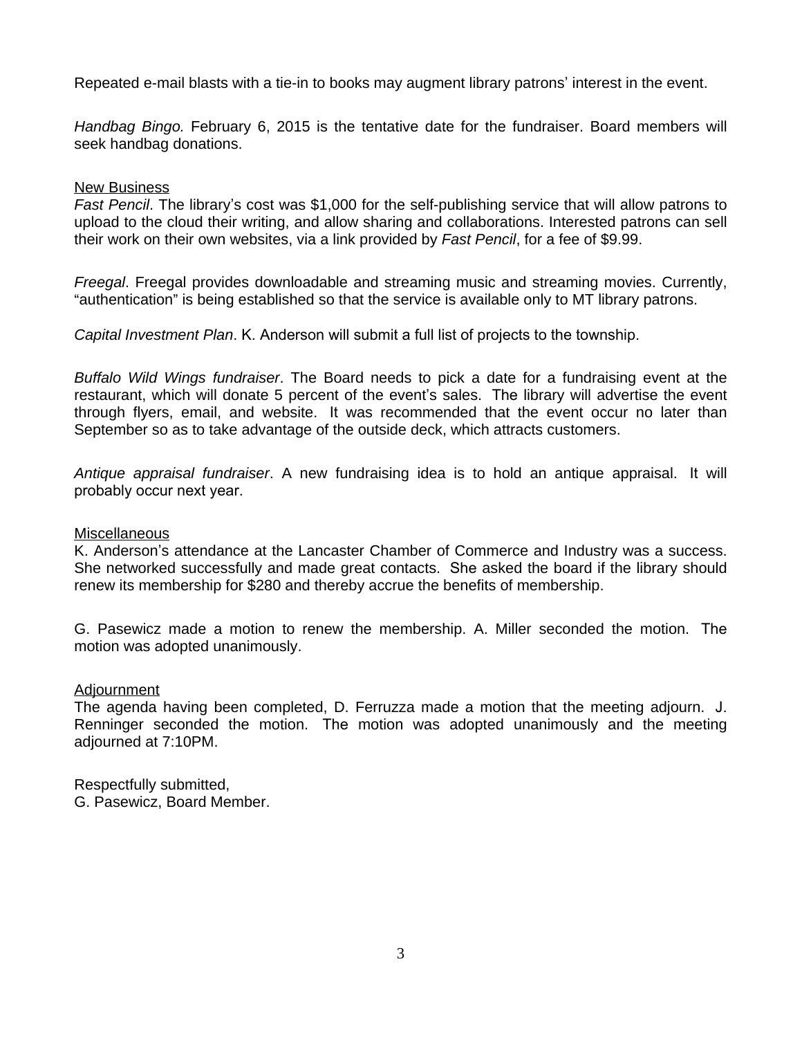Repeated e-mail blasts with a tie-in to books may augment library patrons' interest in the event.

*Handbag Bingo.* February 6, 2015 is the tentative date for the fundraiser. Board members will seek handbag donations.

<u>New Business</u>

*Fast Pencil*. The library's cost was $1,000 for the self-publishing service that will allow patrons to upload to the cloud their writing, and allow sharing and collaborations. Interested patrons can sell their work on their own websites, via a link provided by *Fast Pencil*, for a fee of $9.99.

*Freegal*. Freegal provides downloadable and streaming music and streaming movies. Currently, "authentication" is being established so that the service is available only to MT library patrons.

*Capital Investment Plan*. K. Anderson will submit a full list of projects to the township.

*Buffalo Wild Wings fundraiser*. The Board needs to pick a date for a fundraising event at the restaurant, which will donate 5 percent of the event's sales. The library will advertise the event through flyers, email, and website. It was recommended that the event occur no later than September so as to take advantage of the outside deck, which attracts customers.

*Antique appraisal fundraiser*. A new fundraising idea is to hold an antique appraisal. It will probably occur next year.

<u>Miscellaneous</u>

K. Anderson's attendance at the Lancaster Chamber of Commerce and Industry was a success. She networked successfully and made great contacts. She asked the board if the library should renew its membership for $280 and thereby accrue the benefits of membership.

G. Pasewicz made a motion to renew the membership. A. Miller seconded the motion. The motion was adopted unanimously.

<u>Adjournment</u>

The agenda having been completed, D. Ferruzza made a motion that the meeting adjourn. J. Renninger seconded the motion. The motion was adopted unanimously and the meeting adjourned at 7:10PM.

Respectfully submitted,  
G. Pasewicz, Board Member.